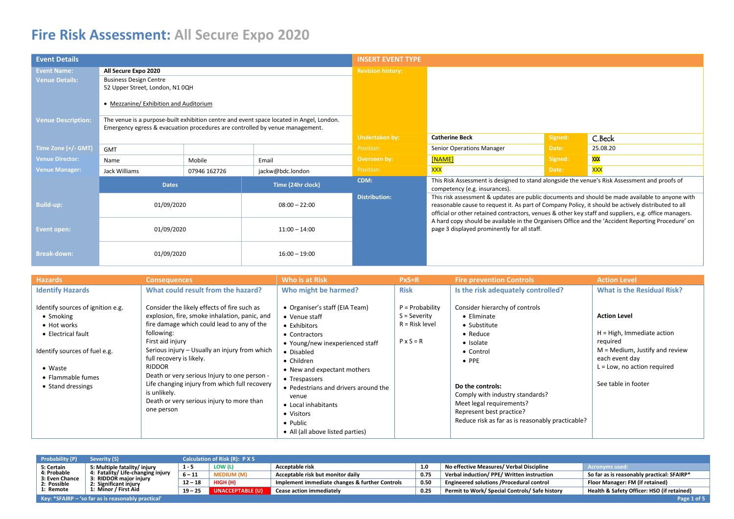# Fire Risk Assessment: All Secure Expo 2020

| Event Details | | | |
|---|---|---|---|
| Event Name: | All Secure Expo 2020 | | |
| Venue Details: | Business Design Centre<br>52 Upper Street, London, N1 0QH<br><br>• Mezzanine/ Exhibition and Auditorium | | |
| Venue Description: | The venue is a purpose-built exhibition centre and event space located in Angel, London. Emergency egress & evacuation procedures are controlled by venue management. | | |
| Time Zone (+/- GMT) | GMT | | |
| Venue Director: | Name | Mobile | Email |
| Venue Manager: | Jack Williams | 07946 162726 | jackw@bdc.london |
| | Dates | Time (24hr clock) | |
| Build-up: | 01/09/2020 | 08:00 – 22:00 | |
| Event open: | 01/09/2020 | 11:00 – 14:00 | |
| Break-down: | 01/09/2020 | 16:00 – 19:00 | |

| INSERT EVENT TYPE | | | |
|---|---|---|---|
| Revision history: | | | |
| Undertaken by: | Catherine Beck | Signed: | C.Beck |
| Position: | Senior Operations Manager | Date: | 25.08.20 |
| Overseen by: | [NAME] | Signed: | XXX |
| Position: | XXX | Date: | XXX |
| CDM: | This Risk Assessment is designed to stand alongside the venue's Risk Assessment and proofs of competency (e.g. insurances). | | |
| Distribution: | This risk assessment & updates are public documents and should be made available to anyone with reasonable cause to request it. As part of Company Policy, it should be actively distributed to all official or other retained contractors, venues & other key staff and suppliers, e.g. office managers. A hard copy should be available in the Organisers Office and the 'Accident Reporting Procedure' on page 3 displayed prominently for all staff. | | |

| Hazards | Consequences | Who is at Risk | PxS=R | Fire prevention Controls | Action Level |
|---|---|---|---|---|---|
| **Identify Hazards** | **What could result from the hazard?** | **Who might be harmed?** | **Risk** | **Is the risk adequately controlled?** | **What is the Residual Risk?** |
| Identify sources of ignition e.g.<br>• Smoking<br>• Hot works<br>• Electrical fault<br><br>Identify sources of fuel e.g.<br>• Waste<br>• Flammable fumes<br>• Stand dressings | Consider the likely effects of fire such as explosion, fire, smoke inhalation, panic, and fire damage which could lead to any of the following:<br>First aid injury<br>Serious injury – Usually an injury from which full recovery is likely.<br>RIDDOR<br>Death or very serious Injury to one person - Life changing injury from which full recovery is unlikely.<br>Death or very serious injury to more than one person | • Organiser's staff (EIA Team)<br>• Venue staff<br>• Exhibitors<br>• Contractors<br>• Young/new inexperienced staff<br>• Disabled<br>• Children<br>• New and expectant mothers<br>• Trespassers<br>• Pedestrians and drivers around the venue<br>• Local inhabitants<br>• Visitors<br>• Public<br>• All (all above listed parties) | P = Probability<br>S = Severity<br>R = Risk level<br><br>P x S = R | Consider hierarchy of controls<br>• Eliminate<br>• Substitute<br>• Reduce<br>• Isolate<br>• Control<br>• PPE<br><br>**Do the controls:**<br>Comply with industry standards?<br>Meet legal requirements?<br>Represent best practice?<br>Reduce risk as far as is reasonably practicable? | **Action Level**<br><br>H = High, Immediate action required<br>M = Medium, Justify and review each event day<br>L = Low, no action required<br><br>See table in footer |

| Probability (P) | Severity (S) | Calculation of Risk (R): P X S | | | | | Acronyms used: |
|---|---|---|---|---|---|---|---|
| 5: Certain | 5: Multiple fatality/ injury | 1 - 5 | LOW (L) | Acceptable risk | 1.0 | No effective Measures/ Verbal Discipline | So far as is reasonably practical: SFAIRP* |
| 4: Probable | 4: Fatality/ Life-changing injury | 6 – 11 | MEDIUM (M) | Acceptable risk but monitor daily | 0.75 | Verbal induction/ PPE/ Written instruction | Floor Manager: FM (if retained) |
| 3: Even Chance | 3: RIDDOR major injury | 12 – 18 | HIGH (H) | Implement immediate changes & further Controls | 0.50 | Engineered solutions /Procedural control | Health & Safety Officer: HSO (if retained) |
| 2: Possible | 2: Significant injury | 19 – 25 | UNACCEPTABLE (U) | Cease action immediately | 0.25 | Permit to Work/ Special Controls/ Safe history | |
| 1: Remote | 1: Minor / First Aid | | | | | | |

Key: *SFAIRP – 'so far as is reasonably practical'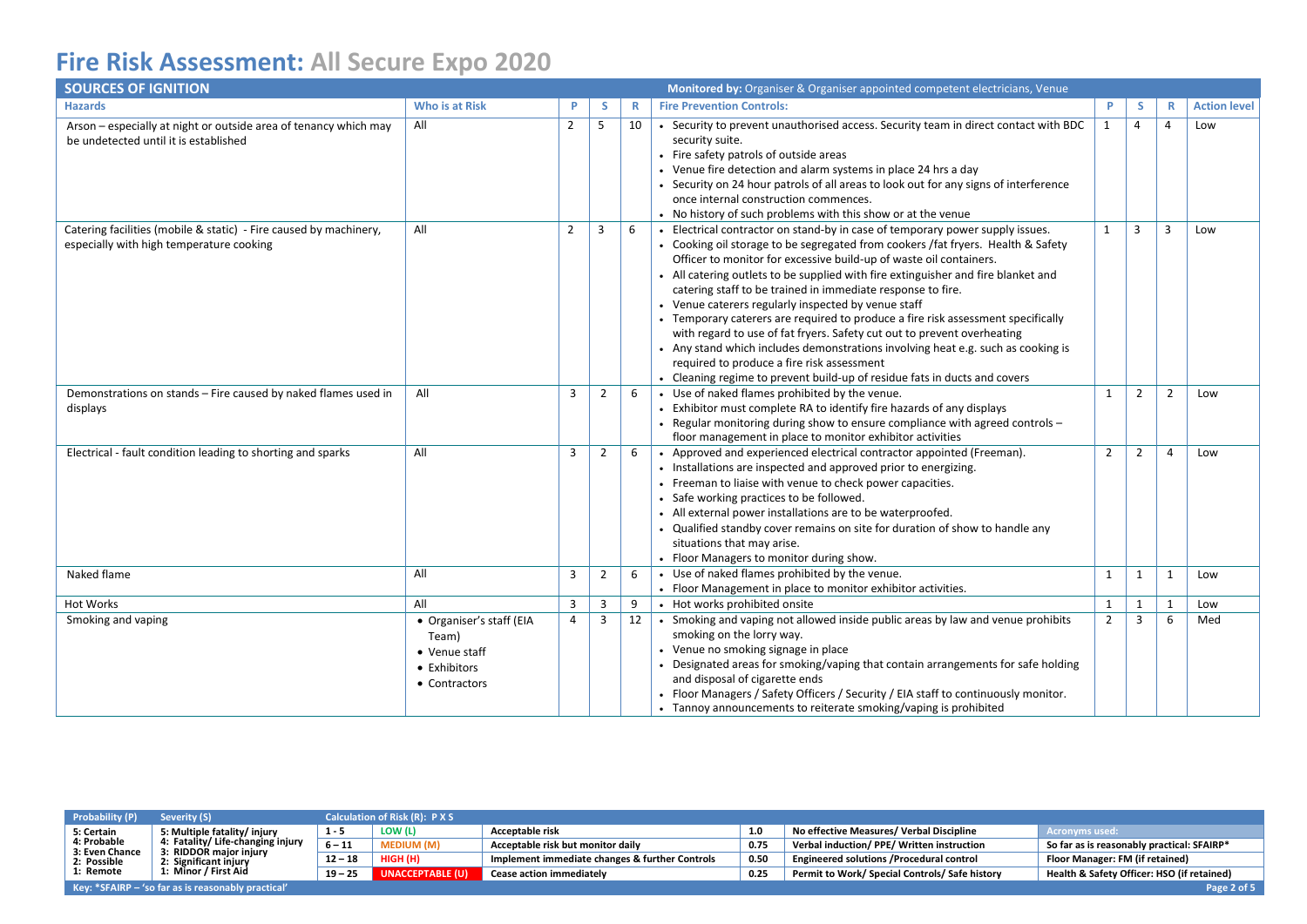# Fire Risk Assessment: All Secure Expo 2020

| SOURCES OF IGNITION | | | | | Monitored by: Organiser & Organiser appointed competent electricians, Venue | | | | |
|---|---|---|---|---|---|---|---|---|---|
| **Hazards** | **Who is at Risk** | **P** | **S** | **R** | **Fire Prevention Controls:** | **P** | **S** | **R** | **Action level** |
| Arson – especially at night or outside area of tenancy which may be undetected until it is established | All | 2 | 5 | 10 | • Security to prevent unauthorised access. Security team in direct contact with BDC security suite.<br>• Fire safety patrols of outside areas<br>• Venue fire detection and alarm systems in place 24 hrs a day<br>• Security on 24 hour patrols of all areas to look out for any signs of interference once internal construction commences.<br>• No history of such problems with this show or at the venue | 1 | 4 | 4 | Low |
| Catering facilities (mobile & static) - Fire caused by machinery, especially with high temperature cooking | All | 2 | 3 | 6 | • Electrical contractor on stand-by in case of temporary power supply issues.<br>• Cooking oil storage to be segregated from cookers /fat fryers. Health & Safety Officer to monitor for excessive build-up of waste oil containers.<br>• All catering outlets to be supplied with fire extinguisher and fire blanket and catering staff to be trained in immediate response to fire.<br>• Venue caterers regularly inspected by venue staff<br>• Temporary caterers are required to produce a fire risk assessment specifically with regard to use of fat fryers. Safety cut out to prevent overheating<br>• Any stand which includes demonstrations involving heat e.g. such as cooking is required to produce a fire risk assessment<br>• Cleaning regime to prevent build-up of residue fats in ducts and covers | 1 | 3 | 3 | Low |
| Demonstrations on stands – Fire caused by naked flames used in displays | All | 3 | 2 | 6 | • Use of naked flames prohibited by the venue.<br>• Exhibitor must complete RA to identify fire hazards of any displays<br>• Regular monitoring during show to ensure compliance with agreed controls – floor management in place to monitor exhibitor activities | 1 | 2 | 2 | Low |
| Electrical - fault condition leading to shorting and sparks | All | 3 | 2 | 6 | • Approved and experienced electrical contractor appointed (Freeman).<br>• Installations are inspected and approved prior to energizing.<br>• Freeman to liaise with venue to check power capacities.<br>• Safe working practices to be followed.<br>• All external power installations are to be waterproofed.<br>• Qualified standby cover remains on site for duration of show to handle any situations that may arise.<br>• Floor Managers to monitor during show. | 2 | 2 | 4 | Low |
| Naked flame | All | 3 | 2 | 6 | • Use of naked flames prohibited by the venue.<br>• Floor Management in place to monitor exhibitor activities. | 1 | 1 | 1 | Low |
| Hot Works | All | 3 | 3 | 9 | • Hot works prohibited onsite | 1 | 1 | 1 | Low |
| Smoking and vaping | • Organiser's staff (EIA Team)<br>• Venue staff<br>• Exhibitors<br>• Contractors | 4 | 3 | 12 | • Smoking and vaping not allowed inside public areas by law and venue prohibits smoking on the lorry way.<br>• Venue no smoking signage in place<br>• Designated areas for smoking/vaping that contain arrangements for safe holding and disposal of cigarette ends<br>• Floor Managers / Safety Officers / Security / EIA staff to continuously monitor.<br>• Tannoy announcements to reiterate smoking/vaping is prohibited | 2 | 3 | 6 | Med |

| Probability (P) | Severity (S) | Calculation of Risk (R): P X S | | | | | Acronyms used: |
|---|---|---|---|---|---|---|---|
| 5: Certain | 5: Multiple fatality/ injury | 1 - 5 | LOW (L) | Acceptable risk | 1.0 | No effective Measures/ Verbal Discipline | So far as is reasonably practical: SFAIRP* |
| 4: Probable | 4: Fatality/ Life-changing injury | 6 – 11 | MEDIUM (M) | Acceptable risk but monitor daily | 0.75 | Verbal induction/ PPE/ Written instruction | Floor Manager: FM (if retained) |
| 3: Even Chance | 3: RIDDOR major injury | 12 – 18 | HIGH (H) | Implement immediate changes & further Controls | 0.50 | Engineered solutions /Procedural control | Health & Safety Officer: HSO (if retained) |
| 2: Possible | 2: Significant injury | 19 – 25 | UNACCEPTABLE (U) | Cease action immediately | 0.25 | Permit to Work/ Special Controls/ Safe history | |
| 1: Remote | 1: Minor / First Aid | | | | | | |

Key: *SFAIRP – 'so far as is reasonably practical'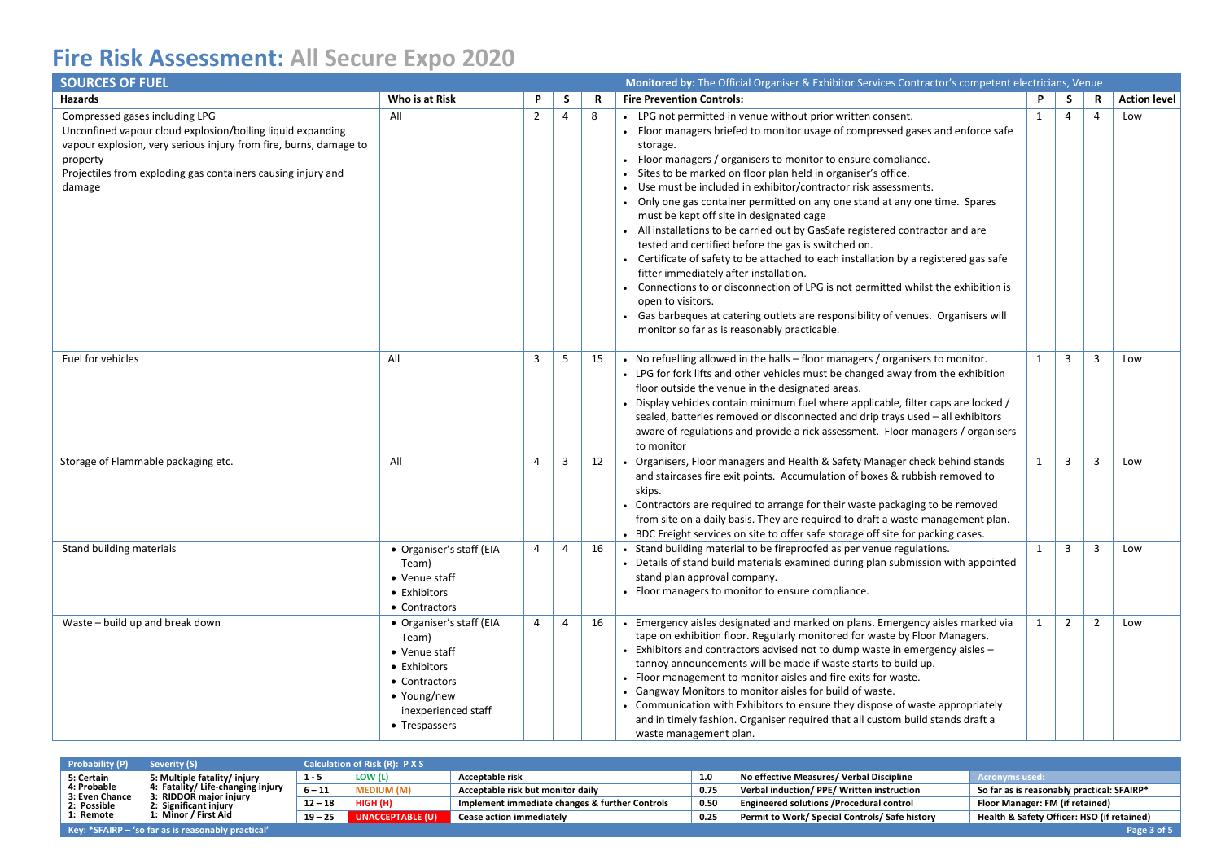# Fire Risk Assessment: All Secure Expo 2020

| SOURCES OF FUEL | | | | | Monitored by: The Official Organiser & Exhibitor Services Contractor's competent electricians, Venue | | | | |
|---|---|---|---|---|---|---|---|---|---|
| **Hazards** | **Who is at Risk** | **P** | **S** | **R** | **Fire Prevention Controls:** | **P** | **S** | **R** | **Action level** |
| Compressed gases including LPG<br>Unconfined vapour cloud explosion/boiling liquid expanding vapour explosion, very serious injury from fire, burns, damage to property<br>Projectiles from exploding gas containers causing injury and damage | All | 2 | 4 | 8 | • LPG not permitted in venue without prior written consent.<br>• Floor managers briefed to monitor usage of compressed gases and enforce safe storage.<br>• Floor managers / organisers to monitor to ensure compliance.<br>• Sites to be marked on floor plan held in organiser's office.<br>• Use must be included in exhibitor/contractor risk assessments.<br>• Only one gas container permitted on any one stand at any one time. Spares must be kept off site in designated cage<br>• All installations to be carried out by GasSafe registered contractor and are tested and certified before the gas is switched on.<br>• Certificate of safety to be attached to each installation by a registered gas safe fitter immediately after installation.<br>• Connections to or disconnection of LPG is not permitted whilst the exhibition is open to visitors.<br>• Gas barbeques at catering outlets are responsibility of venues. Organisers will monitor so far as is reasonably practicable. | 1 | 4 | 4 | Low |
| Fuel for vehicles | All | 3 | 5 | 15 | • No refuelling allowed in the halls – floor managers / organisers to monitor.<br>• LPG for fork lifts and other vehicles must be changed away from the exhibition floor outside the venue in the designated areas.<br>• Display vehicles contain minimum fuel where applicable, filter caps are locked / sealed, batteries removed or disconnected and drip trays used – all exhibitors aware of regulations and provide a rick assessment. Floor managers / organisers to monitor | 1 | 3 | 3 | Low |
| Storage of Flammable packaging etc. | All | 4 | 3 | 12 | • Organisers, Floor managers and Health & Safety Manager check behind stands and staircases fire exit points. Accumulation of boxes & rubbish removed to skips.<br>• Contractors are required to arrange for their waste packaging to be removed from site on a daily basis. They are required to draft a waste management plan.<br>• BDC Freight services on site to offer safe storage off site for packing cases. | 1 | 3 | 3 | Low |
| Stand building materials | • Organiser's staff (EIA Team)<br>• Venue staff<br>• Exhibitors<br>• Contractors | 4 | 4 | 16 | • Stand building material to be fireproofed as per venue regulations.<br>• Details of stand build materials examined during plan submission with appointed stand plan approval company.<br>• Floor managers to monitor to ensure compliance. | 1 | 3 | 3 | Low |
| Waste – build up and break down | • Organiser's staff (EIA Team)<br>• Venue staff<br>• Exhibitors<br>• Contractors<br>• Young/new inexperienced staff<br>• Trespassers | 4 | 4 | 16 | • Emergency aisles designated and marked on plans. Emergency aisles marked via tape on exhibition floor. Regularly monitored for waste by Floor Managers.<br>• Exhibitors and contractors advised not to dump waste in emergency aisles – tannoy announcements will be made if waste starts to build up.<br>• Floor management to monitor aisles and fire exits for waste.<br>• Gangway Monitors to monitor aisles for build of waste.<br>• Communication with Exhibitors to ensure they dispose of waste appropriately and in timely fashion. Organiser required that all custom build stands draft a waste management plan. | 1 | 2 | 2 | Low |

| Probability (P) | Severity (S) | Calculation of Risk (R): P X S | | | | | Acronyms used: |
|---|---|---|---|---|---|---|---|
| 5: Certain<br>4: Probable<br>3: Even Chance<br>2: Possible<br>1: Remote | 5: Multiple fatality/ injury<br>4: Fatality/ Life-changing injury<br>3: RIDDOR major injury<br>2: Significant injury<br>1: Minor / First Aid | 1 - 5 | LOW (L) | Acceptable risk | 1.0 | No effective Measures/ Verbal Discipline | So far as is reasonably practical: SFAIRP* |
| | | 6 – 11 | MEDIUM (M) | Acceptable risk but monitor daily | 0.75 | Verbal induction/ PPE/ Written instruction | Floor Manager: FM (if retained) |
| | | 12 – 18 | HIGH (H) | Implement immediate changes & further Controls | 0.50 | Engineered solutions /Procedural control | Health & Safety Officer: HSO (if retained) |
| | | 19 – 25 | UNACCEPTABLE (U) | Cease action immediately | 0.25 | Permit to Work/ Special Controls/ Safe history | |

Key: *SFAIRP – 'so far as is reasonably practical'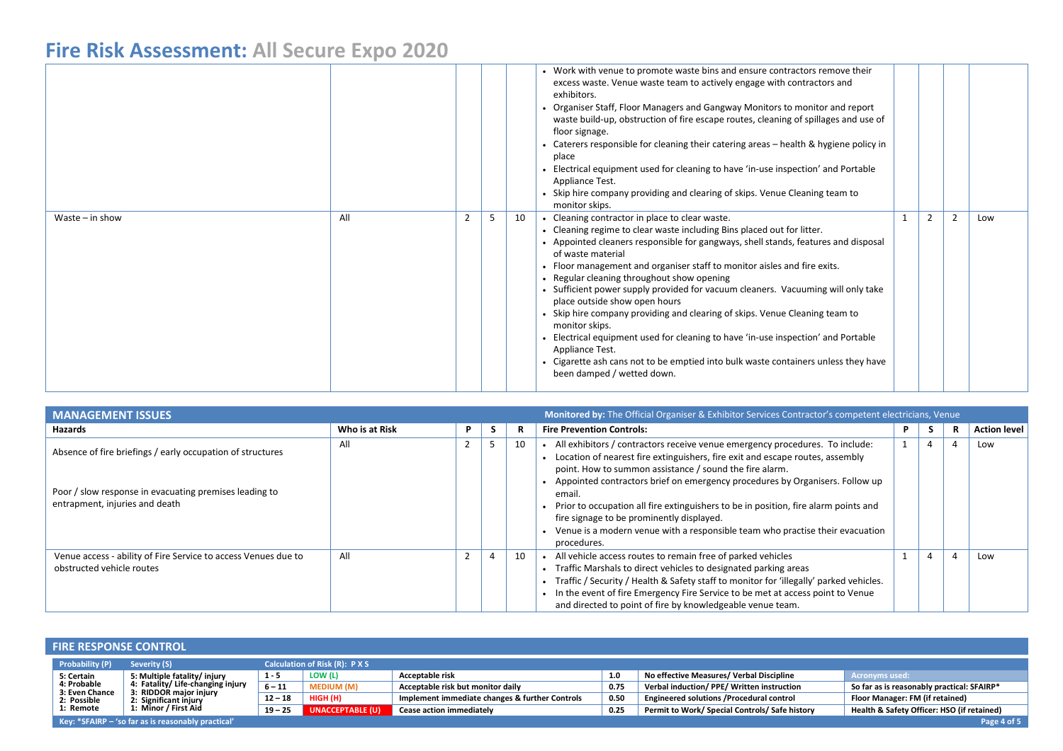# Fire Risk Assessment: All Secure Expo 2020

| | | | | | | | | | |
|---|---|---|---|---|---|---|---|---|---|
| | | | | | • Work with venue to promote waste bins and ensure contractors remove their excess waste. Venue waste team to actively engage with contractors and exhibitors.<br>• Organiser Staff, Floor Managers and Gangway Monitors to monitor and report waste build-up, obstruction of fire escape routes, cleaning of spillages and use of floor signage.<br>• Caterers responsible for cleaning their catering areas – health & hygiene policy in place<br>• Electrical equipment used for cleaning to have 'in-use inspection' and Portable Appliance Test.<br>• Skip hire company providing and clearing of skips. Venue Cleaning team to monitor skips. | | | | |
| Waste – in show | All | 2 | 5 | 10 | • Cleaning contractor in place to clear waste.<br>• Cleaning regime to clear waste including Bins placed out for litter.<br>• Appointed cleaners responsible for gangways, shell stands, features and disposal of waste material<br>• Floor management and organiser staff to monitor aisles and fire exits.<br>• Regular cleaning throughout show opening<br>• Sufficient power supply provided for vacuum cleaners. Vacuuming will only take place outside show open hours<br>• Skip hire company providing and clearing of skips. Venue Cleaning team to monitor skips.<br>• Electrical equipment used for cleaning to have 'in-use inspection' and Portable Appliance Test.<br>• Cigarette ash cans not to be emptied into bulk waste containers unless they have been damped / wetted down. | 1 | 2 | 2 | Low |

## MANAGEMENT ISSUES

**Monitored by:** The Official Organiser & Exhibitor Services Contractor's competent electricians, Venue

| Hazards | Who is at Risk | P | S | R | Fire Prevention Controls: | P | S | R | Action level |
|---|---|---|---|---|---|---|---|---|---|
| Absence of fire briefings / early occupation of structures<br><br>Poor / slow response in evacuating premises leading to entrapment, injuries and death | All | 2 | 5 | 10 | • All exhibitors / contractors receive venue emergency procedures. To include:<br>• Location of nearest fire extinguishers, fire exit and escape routes, assembly point. How to summon assistance / sound the fire alarm.<br>• Appointed contractors brief on emergency procedures by Organisers. Follow up email.<br>• Prior to occupation all fire extinguishers to be in position, fire alarm points and fire signage to be prominently displayed.<br>• Venue is a modern venue with a responsible team who practise their evacuation procedures. | 1 | 4 | 4 | Low |
| Venue access - ability of Fire Service to access Venues due to obstructed vehicle routes | All | 2 | 4 | 10 | • All vehicle access routes to remain free of parked vehicles<br>• Traffic Marshals to direct vehicles to designated parking areas<br>• Traffic / Security / Health & Safety staff to monitor for 'illegally' parked vehicles.<br>• In the event of fire Emergency Fire Service to be met at access point to Venue and directed to point of fire by knowledgeable venue team. | 1 | 4 | 4 | Low |

## FIRE RESPONSE CONTROL

| Probability (P) | Severity (S) | Calculation of Risk (R): P X S | | | | | Acronyms used: |
|---|---|---|---|---|---|---|---|
| 5: Certain | 5: Multiple fatality/ injury | 1 - 5 | LOW (L) | Acceptable risk | 1.0 | No effective Measures/ Verbal Discipline | |
| 4: Probable | 4: Fatality/ Life-changing injury | 6 – 11 | MEDIUM (M) | Acceptable risk but monitor daily | 0.75 | Verbal induction/ PPE/ Written instruction | So far as is reasonably practical: SFAIRP* |
| 3: Even Chance | 3: RIDDOR major injury | 12 – 18 | HIGH (H) | Implement immediate changes & further Controls | 0.50 | Engineered solutions /Procedural control | Floor Manager: FM (if retained) |
| 2: Possible | 2: Significant injury | 19 – 25 | UNACCEPTABLE (U) | Cease action immediately | 0.25 | Permit to Work/ Special Controls/ Safe history | Health & Safety Officer: HSO (if retained) |
| 1: Remote | 1: Minor / First Aid | | | | | | |

Key: *SFAIRP – 'so far as is reasonably practical'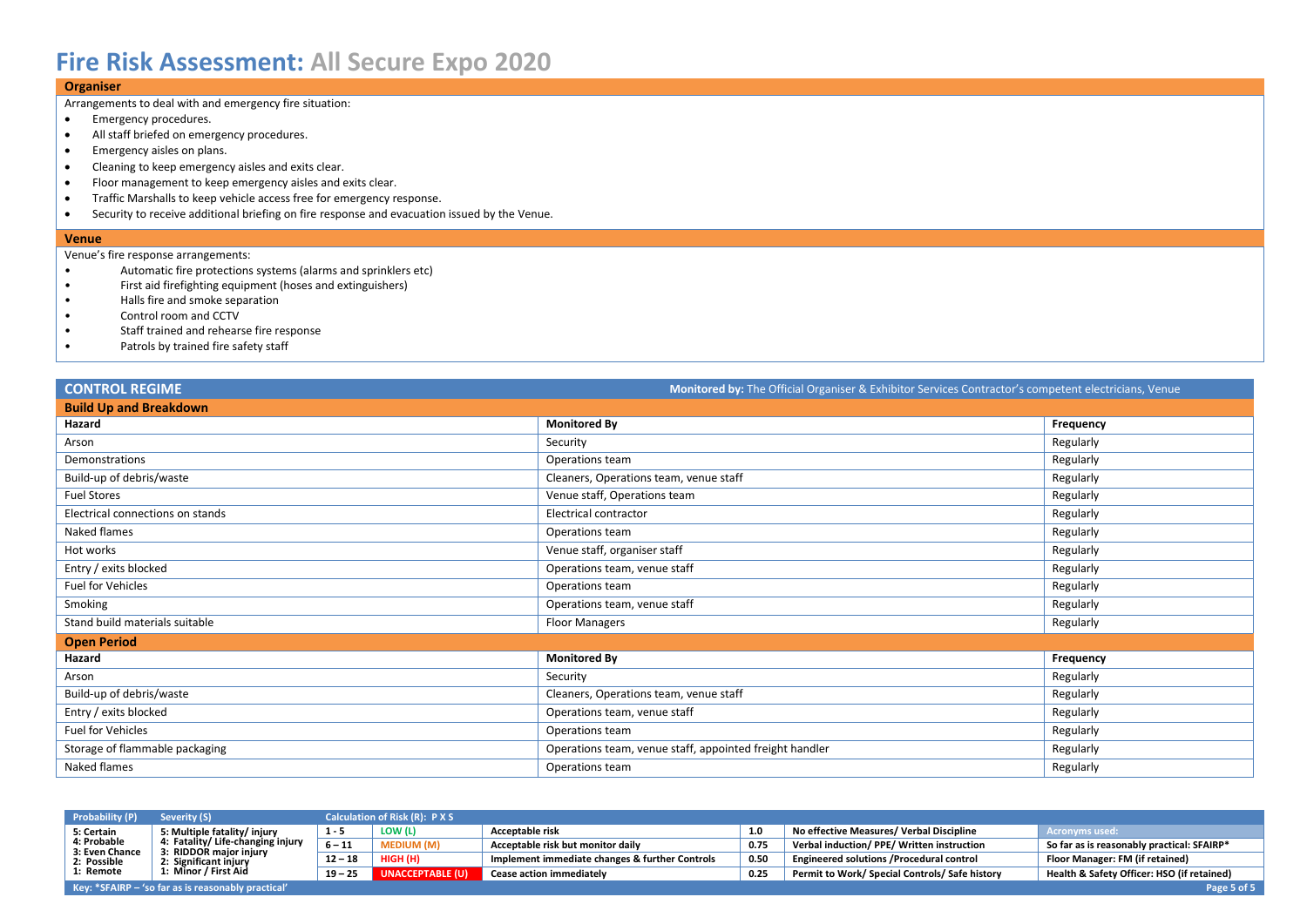# Fire Risk Assessment: All Secure Expo 2020

## Organiser

Arrangements to deal with and emergency fire situation:

- Emergency procedures.
- All staff briefed on emergency procedures.
- Emergency aisles on plans.
- Cleaning to keep emergency aisles and exits clear.
- Floor management to keep emergency aisles and exits clear.
- Traffic Marshalls to keep vehicle access free for emergency response.
- Security to receive additional briefing on fire response and evacuation issued by the Venue.

## Venue

Venue's fire response arrangements:

- Automatic fire protections systems (alarms and sprinklers etc)
- First aid firefighting equipment (hoses and extinguishers)
- Halls fire and smoke separation
- Control room and CCTV
- Staff trained and rehearse fire response
- Patrols by trained fire safety staff

## CONTROL REGIME

**Monitored by:** The Official Organiser & Exhibitor Services Contractor's competent electricians, Venue

### Build Up and Breakdown

| Hazard | Monitored By | Frequency |
|---|---|---|
| Arson | Security | Regularly |
| Demonstrations | Operations team | Regularly |
| Build-up of debris/waste | Cleaners, Operations team, venue staff | Regularly |
| Fuel Stores | Venue staff, Operations team | Regularly |
| Electrical connections on stands | Electrical contractor | Regularly |
| Naked flames | Operations team | Regularly |
| Hot works | Venue staff, organiser staff | Regularly |
| Entry / exits blocked | Operations team, venue staff | Regularly |
| Fuel for Vehicles | Operations team | Regularly |
| Smoking | Operations team, venue staff | Regularly |
| Stand build materials suitable | Floor Managers | Regularly |

### Open Period

| Hazard | Monitored By | Frequency |
|---|---|---|
| Arson | Security | Regularly |
| Build-up of debris/waste | Cleaners, Operations team, venue staff | Regularly |
| Entry / exits blocked | Operations team, venue staff | Regularly |
| Fuel for Vehicles | Operations team | Regularly |
| Storage of flammable packaging | Operations team, venue staff, appointed freight handler | Regularly |
| Naked flames | Operations team | Regularly |

| Probability (P) | Severity (S) | Calculation of Risk (R): P X S | | | | | Acronyms used: |
|---|---|---|---|---|---|---|---|
| 5: Certain<br>4: Probable<br>3: Even Chance<br>2: Possible<br>1: Remote | 5: Multiple fatality/ injury<br>4: Fatality/ Life-changing injury<br>3: RIDDOR major injury<br>2: Significant injury<br>1: Minor / First Aid | 1 - 5 | LOW (L) | Acceptable risk | 1.0 | No effective Measures/ Verbal Discipline | |
| | | 6 – 11 | MEDIUM (M) | Acceptable risk but monitor daily | 0.75 | Verbal induction/ PPE/ Written instruction | So far as is reasonably practical: SFAIRP* |
| | | 12 – 18 | HIGH (H) | Implement immediate changes & further Controls | 0.50 | Engineered solutions /Procedural control | Floor Manager: FM (if retained) |
| | | 19 – 25 | UNACCEPTABLE (U) | Cease action immediately | 0.25 | Permit to Work/ Special Controls/ Safe history | Health & Safety Officer: HSO (if retained) |

Key: *SFAIRP – 'so far as is reasonably practical'